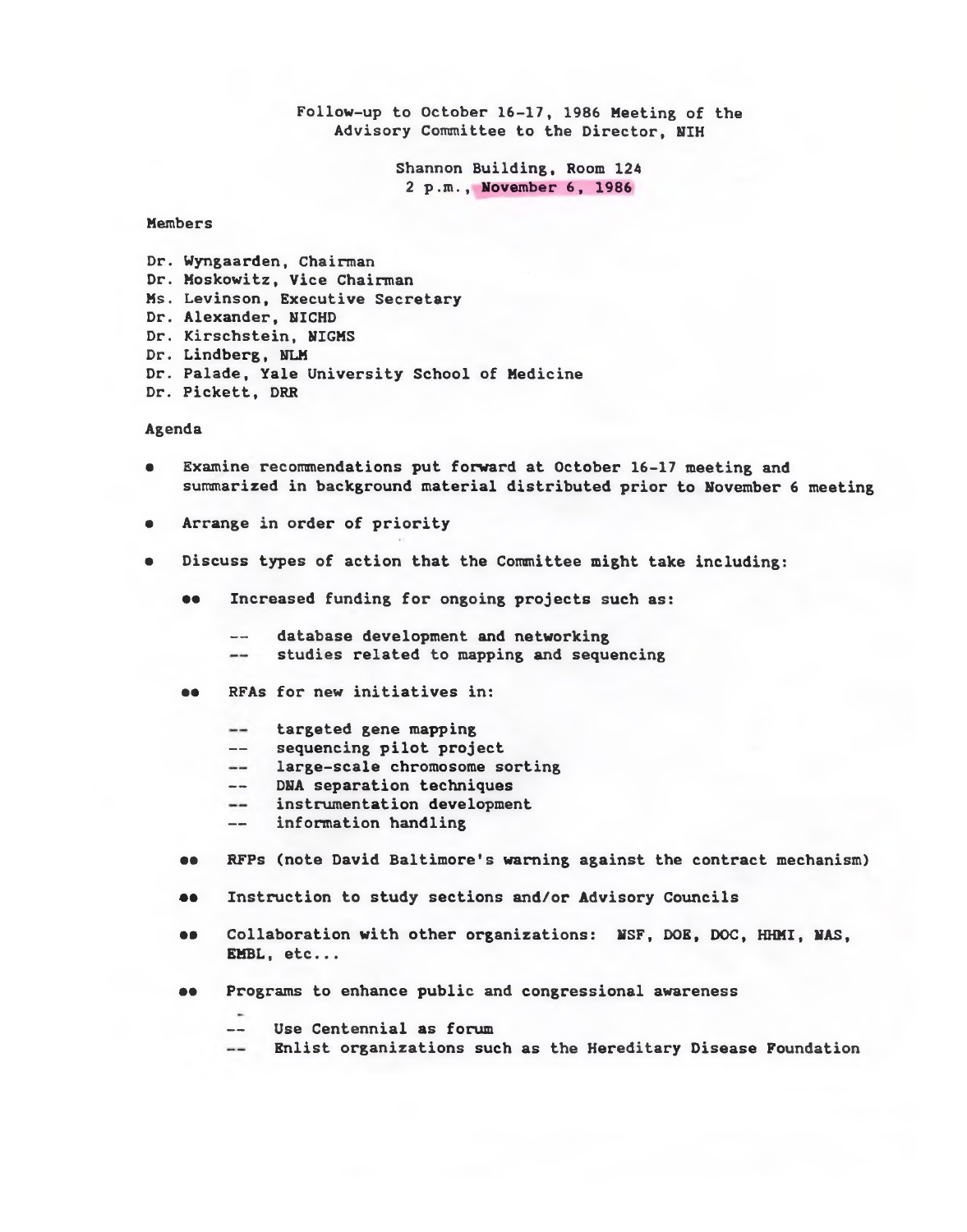Follow-up to October 16-17, 1986 Meeting of the Advisory Committee to the Director, NIH

Shannon Building, Room 124
2 p.m., November 6, 1986

Members

Dr. Wyngaarden, Chairman
Dr. Moskowitz, Vice Chairman
Ms. Levinson, Executive Secretary
Dr. Alexander, NICHD
Dr. Kirschstein, NIGMS
Dr. Lindberg, NLM
Dr. Palade, Yale University School of Medicine
Dr. Pickett, DRR

Agenda

- Examine recommendations put forward at October 16-17 meeting and summarized in background material distributed prior to November 6 meeting
- Arrange in order of priority
- Discuss types of action that the Committee might take including:
  - Increased funding for ongoing projects such as:
    - database development and networking
    - studies related to mapping and sequencing
  - RFAs for new initiatives in:
    - targeted gene mapping
    - sequencing pilot project
    - large-scale chromosome sorting
    - DNA separation techniques
    - instrumentation development
    - information handling
  - RFPs (note David Baltimore's warning against the contract mechanism)
  - Instruction to study sections and/or Advisory Councils
  - Collaboration with other organizations: NSF, DOE, DOC, HHMI, NAS, EMBL, etc...
  - Programs to enhance public and congressional awareness
    - Use Centennial as forum
    - Enlist organizations such as the Hereditary Disease Foundation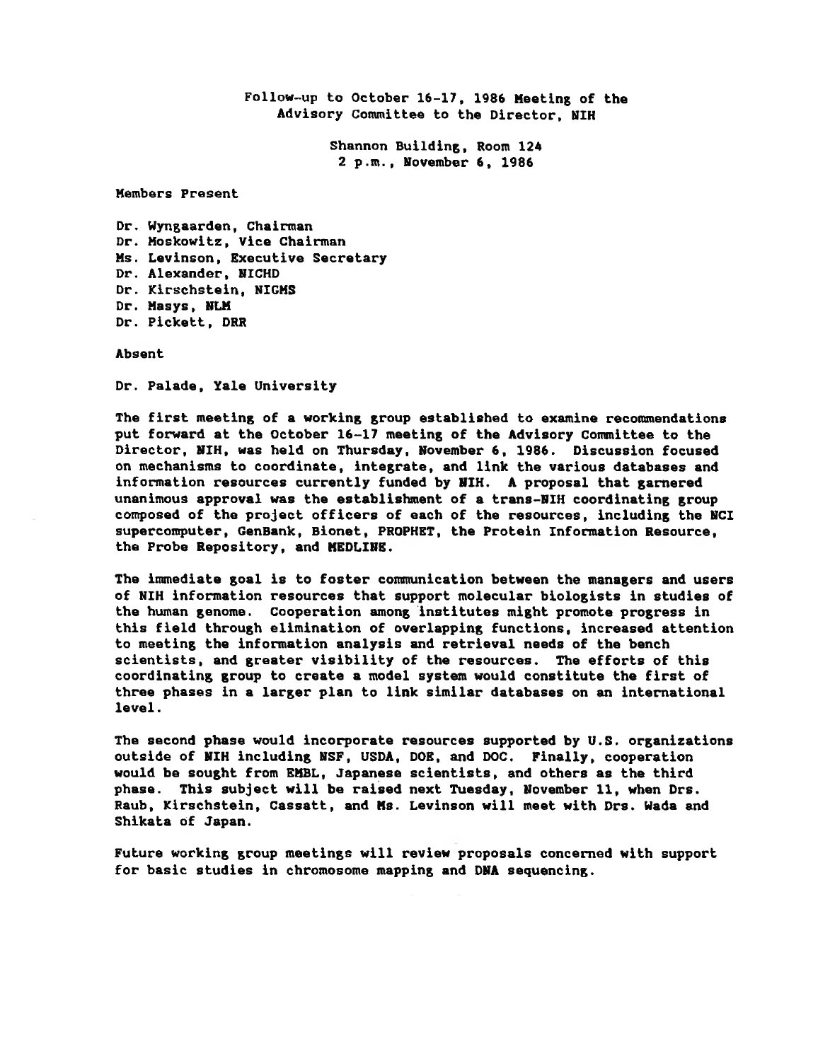Follow-up to October 16-17, 1986 Meeting of the Advisory Committee to the Director, NIH

Shannon Building, Room 124
2 p.m., November 6, 1986

Members Present

Dr. Wyngaarden, Chairman
Dr. Moskowitz, Vice Chairman
Ms. Levinson, Executive Secretary
Dr. Alexander, NICHD
Dr. Kirschstein, NIGMS
Dr. Masys, NLM
Dr. Pickett, DRR

Absent

Dr. Palade, Yale University

The first meeting of a working group established to examine recommendations put forward at the October 16-17 meeting of the Advisory Committee to the Director, NIH, was held on Thursday, November 6, 1986. Discussion focused on mechanisms to coordinate, integrate, and link the various databases and information resources currently funded by NIH. A proposal that garnered unanimous approval was the establishment of a trans-NIH coordinating group composed of the project officers of each of the resources, including the NCI supercomputer, GenBank, Bionet, PROPHET, the Protein Information Resource, the Probe Repository, and MEDLINE.

The immediate goal is to foster communication between the managers and users of NIH information resources that support molecular biologists in studies of the human genome. Cooperation among institutes might promote progress in this field through elimination of overlapping functions, increased attention to meeting the information analysis and retrieval needs of the bench scientists, and greater visibility of the resources. The efforts of this coordinating group to create a model system would constitute the first of three phases in a larger plan to link similar databases on an international level.

The second phase would incorporate resources supported by U.S. organizations outside of NIH including NSF, USDA, DOE, and DOC. Finally, cooperation would be sought from EMBL, Japanese scientists, and others as the third phase. This subject will be raised next Tuesday, November 11, when Drs. Raub, Kirschstein, Cassatt, and Ms. Levinson will meet with Drs. Wada and Shikata of Japan.

Future working group meetings will review proposals concerned with support for basic studies in chromosome mapping and DNA sequencing.